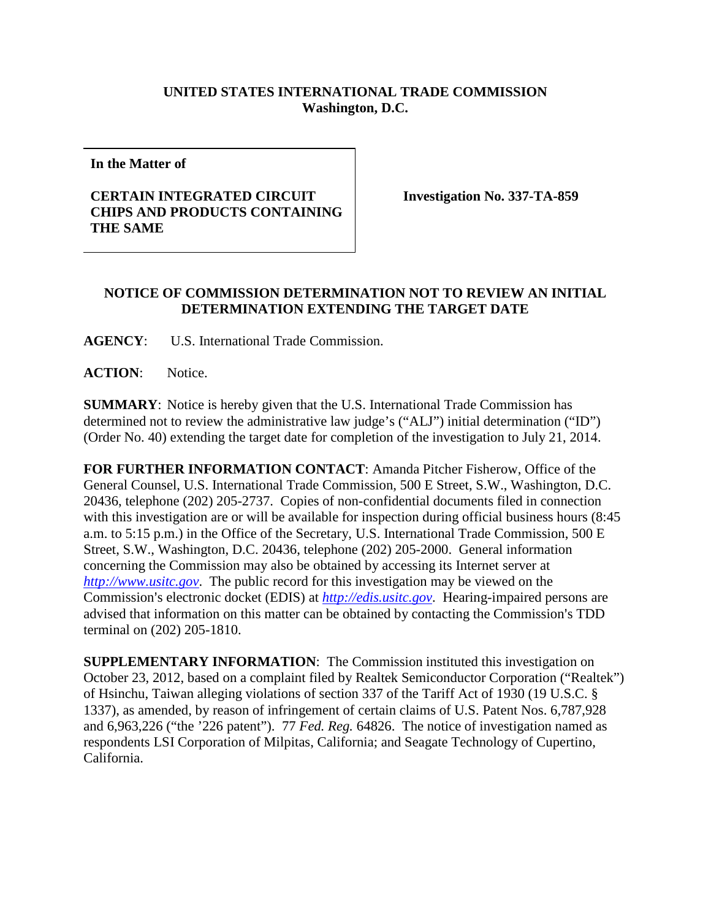**UNITED STATES INTERNATIONAL TRADE COMMISSION**
**Washington, D.C.**

| **In the Matter of**<br><br>**CERTAIN INTEGRATED CIRCUIT CHIPS AND PRODUCTS CONTAINING THE SAME** | **Investigation No. 337-TA-859** |
|---|---|

**NOTICE OF COMMISSION DETERMINATION NOT TO REVIEW AN INITIAL DETERMINATION EXTENDING THE TARGET DATE**

**AGENCY**: U.S. International Trade Commission.

**ACTION**: Notice.

**SUMMARY**: Notice is hereby given that the U.S. International Trade Commission has determined not to review the administrative law judge's ("ALJ") initial determination ("ID") (Order No. 40) extending the target date for completion of the investigation to July 21, 2014.

**FOR FURTHER INFORMATION CONTACT**: Amanda Pitcher Fisherow, Office of the General Counsel, U.S. International Trade Commission, 500 E Street, S.W., Washington, D.C. 20436, telephone (202) 205-2737. Copies of non-confidential documents filed in connection with this investigation are or will be available for inspection during official business hours (8:45 a.m. to 5:15 p.m.) in the Office of the Secretary, U.S. International Trade Commission, 500 E Street, S.W., Washington, D.C. 20436, telephone (202) 205-2000. General information concerning the Commission may also be obtained by accessing its Internet server at *http://www.usitc.gov*. The public record for this investigation may be viewed on the Commission's electronic docket (EDIS) at *http://edis.usitc.gov*. Hearing-impaired persons are advised that information on this matter can be obtained by contacting the Commission's TDD terminal on (202) 205-1810.

**SUPPLEMENTARY INFORMATION**: The Commission instituted this investigation on October 23, 2012, based on a complaint filed by Realtek Semiconductor Corporation ("Realtek") of Hsinchu, Taiwan alleging violations of section 337 of the Tariff Act of 1930 (19 U.S.C. § 1337), as amended, by reason of infringement of certain claims of U.S. Patent Nos. 6,787,928 and 6,963,226 ("the '226 patent"). 77 *Fed. Reg.* 64826. The notice of investigation named as respondents LSI Corporation of Milpitas, California; and Seagate Technology of Cupertino, California.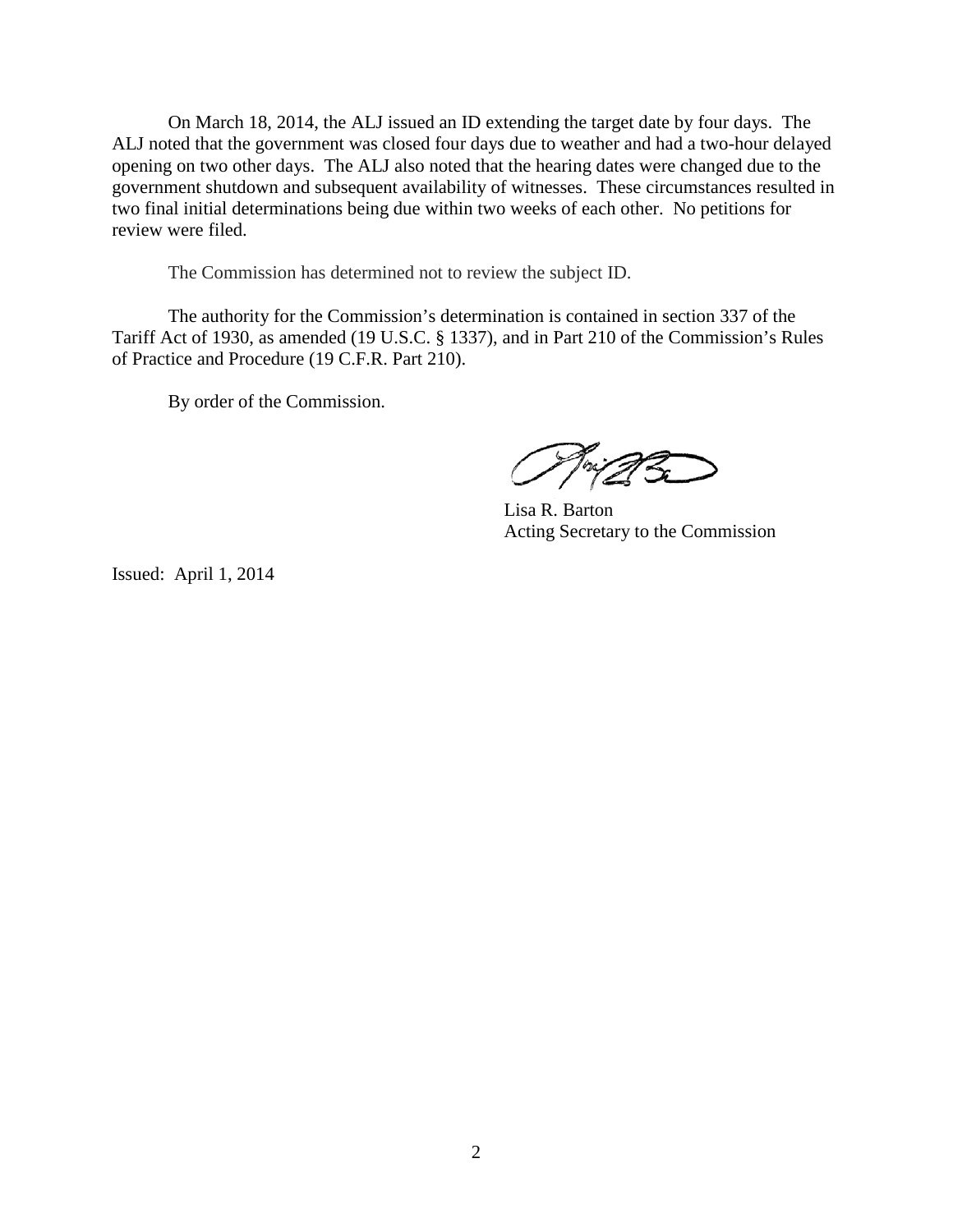On March 18, 2014, the ALJ issued an ID extending the target date by four days. The ALJ noted that the government was closed four days due to weather and had a two-hour delayed opening on two other days. The ALJ also noted that the hearing dates were changed due to the government shutdown and subsequent availability of witnesses. These circumstances resulted in two final initial determinations being due within two weeks of each other. No petitions for review were filed.

The Commission has determined not to review the subject ID.

The authority for the Commission's determination is contained in section 337 of the Tariff Act of 1930, as amended (19 U.S.C. § 1337), and in Part 210 of the Commission's Rules of Practice and Procedure (19 C.F.R. Part 210).

By order of the Commission.

Lisa R. Barton
Acting Secretary to the Commission

Issued: April 1, 2014